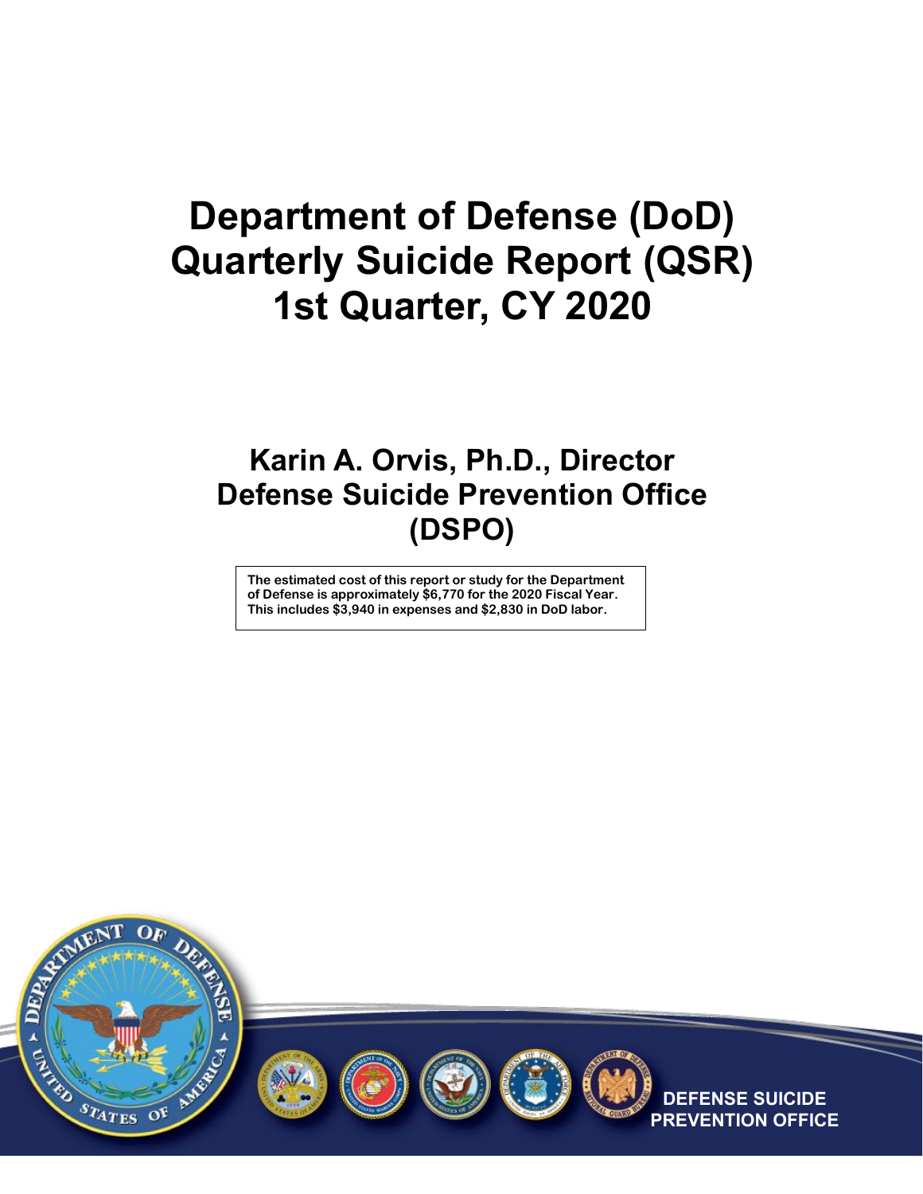# Department of Defense (DoD) Quarterly Suicide Report (QSR) 1st Quarter, CY 2020

## Karin A. Orvis, Ph.D., Director Defense Suicide Prevention Office (DSPO)

**The estimated cost of this report or study for the Department of Defense is approximately $6,770 for the 2020 Fiscal Year. This includes $3,940 in expenses and $2,830 in DoD labor.**

**DEFENSE SUICIDE PREVENTION OFFICE**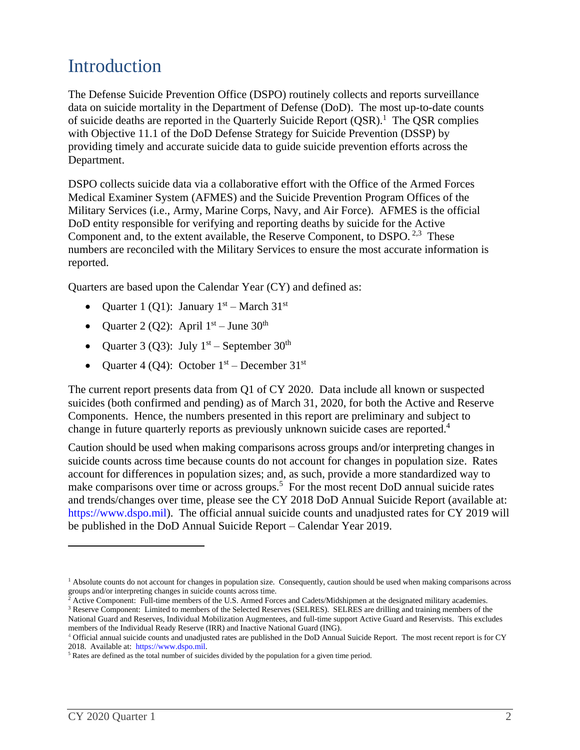# Introduction

The Defense Suicide Prevention Office (DSPO) routinely collects and reports surveillance data on suicide mortality in the Department of Defense (DoD). The most up-to-date counts of suicide deaths are reported in the Quarterly Suicide Report (QSR).[1] The QSR complies with Objective 11.1 of the DoD Defense Strategy for Suicide Prevention (DSSP) by providing timely and accurate suicide data to guide suicide prevention efforts across the Department.

DSPO collects suicide data via a collaborative effort with the Office of the Armed Forces Medical Examiner System (AFMES) and the Suicide Prevention Program Offices of the Military Services (i.e., Army, Marine Corps, Navy, and Air Force). AFMES is the official DoD entity responsible for verifying and reporting deaths by suicide for the Active Component and, to the extent available, the Reserve Component, to DSPO.[2,3] These numbers are reconciled with the Military Services to ensure the most accurate information is reported.

Quarters are based upon the Calendar Year (CY) and defined as:

- Quarter 1 (Q1): January 1st – March 31st
- Quarter 2 (Q2): April 1st – June 30th
- Quarter 3 (Q3): July 1st – September 30th
- Quarter 4 (Q4): October 1st – December 31st

The current report presents data from Q1 of CY 2020. Data include all known or suspected suicides (both confirmed and pending) as of March 31, 2020, for both the Active and Reserve Components. Hence, the numbers presented in this report are preliminary and subject to change in future quarterly reports as previously unknown suicide cases are reported.[4]

Caution should be used when making comparisons across groups and/or interpreting changes in suicide counts across time because counts do not account for changes in population size. Rates account for differences in population sizes; and, as such, provide a more standardized way to make comparisons over time or across groups.[5] For the most recent DoD annual suicide rates and trends/changes over time, please see the CY 2018 DoD Annual Suicide Report (available at: https://www.dspo.mil). The official annual suicide counts and unadjusted rates for CY 2019 will be published in the DoD Annual Suicide Report – Calendar Year 2019.

---

[1] Absolute counts do not account for changes in population size. Consequently, caution should be used when making comparisons across groups and/or interpreting changes in suicide counts across time.

[2] Active Component: Full-time members of the U.S. Armed Forces and Cadets/Midshipmen at the designated military academies.

[3] Reserve Component: Limited to members of the Selected Reserves (SELRES). SELRES are drilling and training members of the National Guard and Reserves, Individual Mobilization Augmentees, and full-time support Active Guard and Reservists. This excludes members of the Individual Ready Reserve (IRR) and Inactive National Guard (ING).

[4] Official annual suicide counts and unadjusted rates are published in the DoD Annual Suicide Report. The most recent report is for CY 2018. Available at: https://www.dspo.mil.

[5] Rates are defined as the total number of suicides divided by the population for a given time period.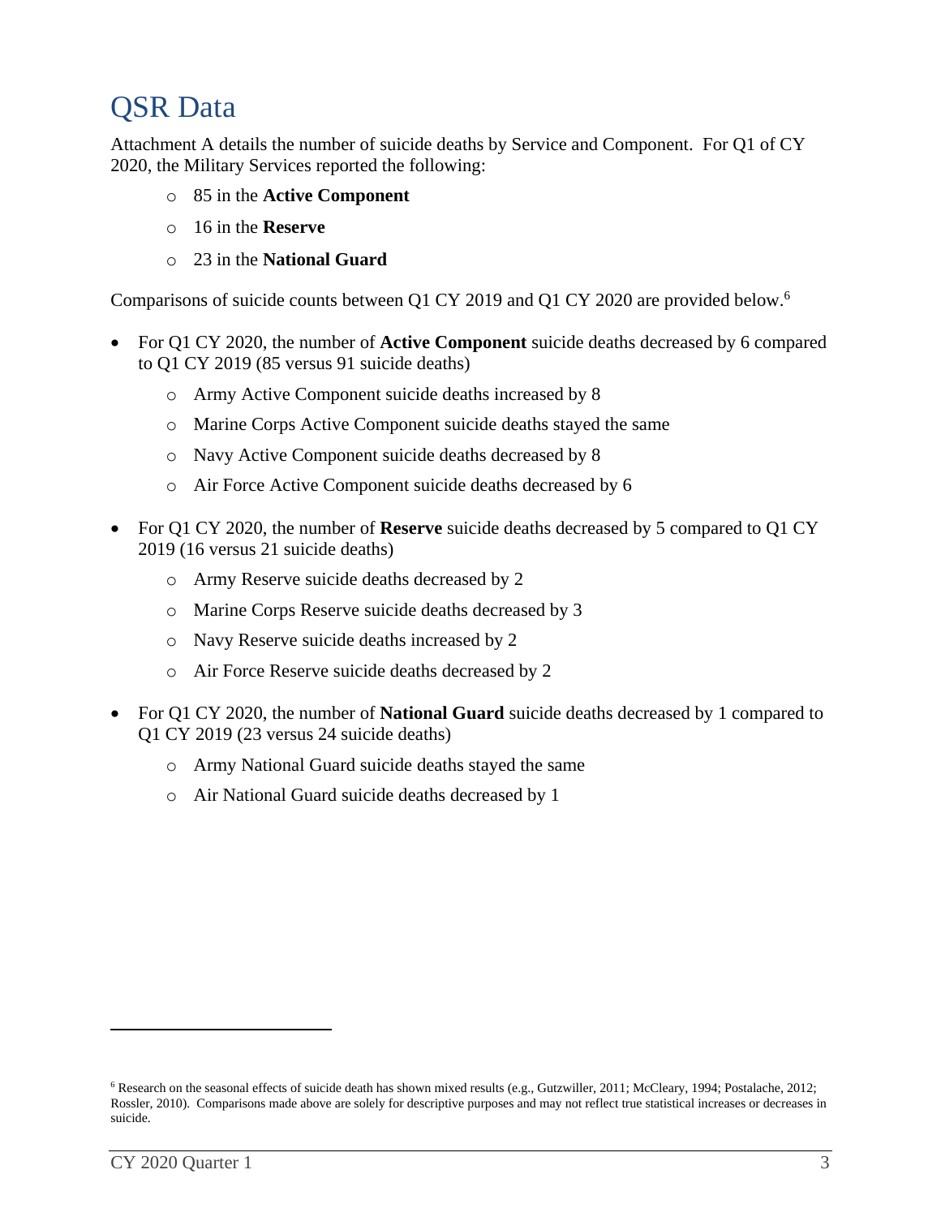# QSR Data

Attachment A details the number of suicide deaths by Service and Component. For Q1 of CY 2020, the Military Services reported the following:

- 85 in the **Active Component**
- 16 in the **Reserve**
- 23 in the **National Guard**

Comparisons of suicide counts between Q1 CY 2019 and Q1 CY 2020 are provided below.[6]

- For Q1 CY 2020, the number of **Active Component** suicide deaths decreased by 6 compared to Q1 CY 2019 (85 versus 91 suicide deaths)
  - Army Active Component suicide deaths increased by 8
  - Marine Corps Active Component suicide deaths stayed the same
  - Navy Active Component suicide deaths decreased by 8
  - Air Force Active Component suicide deaths decreased by 6
- For Q1 CY 2020, the number of **Reserve** suicide deaths decreased by 5 compared to Q1 CY 2019 (16 versus 21 suicide deaths)
  - Army Reserve suicide deaths decreased by 2
  - Marine Corps Reserve suicide deaths decreased by 3
  - Navy Reserve suicide deaths increased by 2
  - Air Force Reserve suicide deaths decreased by 2
- For Q1 CY 2020, the number of **National Guard** suicide deaths decreased by 1 compared to Q1 CY 2019 (23 versus 24 suicide deaths)
  - Army National Guard suicide deaths stayed the same
  - Air National Guard suicide deaths decreased by 1

[6] Research on the seasonal effects of suicide death has shown mixed results (e.g., Gutzwiller, 2011; McCleary, 1994; Postalache, 2012; Rossler, 2010). Comparisons made above are solely for descriptive purposes and may not reflect true statistical increases or decreases in suicide.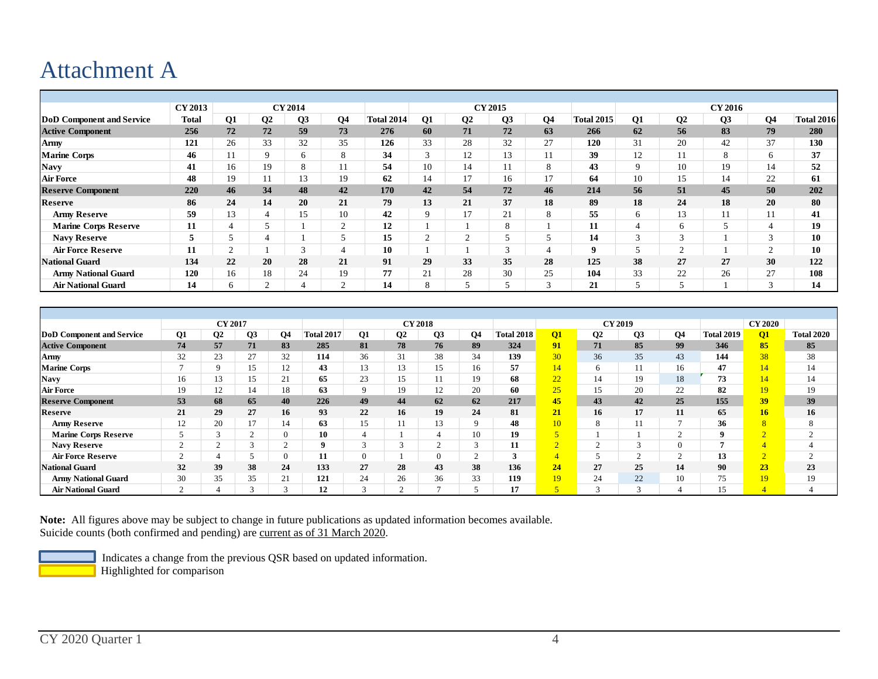# Attachment A

| | CY 2013 | CY 2014 | | | | | CY 2015 | | | | | CY 2016 | | | | |
|---|---|---|---|---|---|---|---|---|---|---|---|---|---|---|---|---|
| DoD Component and Service | Total | Q1 | Q2 | Q3 | Q4 | Total 2014 | Q1 | Q2 | Q3 | Q4 | Total 2015 | Q1 | Q2 | Q3 | Q4 | Total 2016 |
| **Active Component** | **256** | **72** | **72** | **59** | **73** | **276** | **60** | **71** | **72** | **63** | **266** | **62** | **56** | **83** | **79** | **280** |
| **Army** | **121** | 26 | 33 | 32 | 35 | **126** | 33 | 28 | 32 | 27 | **120** | 31 | 20 | 42 | 37 | **130** |
| **Marine Corps** | **46** | 11 | 9 | 6 | 8 | **34** | 3 | 12 | 13 | 11 | **39** | 12 | 11 | 8 | 6 | **37** |
| **Navy** | **41** | 16 | 19 | 8 | 11 | **54** | 10 | 14 | 11 | 8 | **43** | 9 | 10 | 19 | 14 | **52** |
| **Air Force** | **48** | 19 | 11 | 13 | 19 | **62** | 14 | 17 | 16 | 17 | **64** | 10 | 15 | 14 | 22 | **61** |
| **Reserve Component** | **220** | **46** | **34** | **48** | **42** | **170** | **42** | **54** | **72** | **46** | **214** | **56** | **51** | **45** | **50** | **202** |
| **Reserve** | **86** | **24** | **14** | **20** | **21** | **79** | **13** | **21** | **37** | **18** | **89** | **18** | **24** | **18** | **20** | **80** |
| **Army Reserve** | **59** | 13 | 4 | 15 | 10 | **42** | 9 | 17 | 21 | 8 | **55** | 6 | 13 | 11 | 11 | **41** |
| **Marine Corps Reserve** | **11** | 4 | 5 | 1 | 2 | **12** | 1 | 1 | 8 | 1 | **11** | 4 | 6 | 5 | 4 | **19** |
| **Navy Reserve** | **5** | 5 | 4 | 1 | 5 | **15** | 2 | 2 | 5 | 5 | **14** | 3 | 3 | 1 | 3 | **10** |
| **Air Force Reserve** | **11** | 2 | 1 | 3 | 4 | **10** | 1 | 1 | 3 | 4 | **9** | 5 | 2 | 1 | 2 | **10** |
| **National Guard** | **134** | **22** | **20** | **28** | **21** | **91** | **29** | **33** | **35** | **28** | **125** | **38** | **27** | **27** | **30** | **122** |
| **Army National Guard** | **120** | 16 | 18 | 24 | 19 | **77** | 21 | 28 | 30 | 25 | **104** | 33 | 22 | 26 | 27 | **108** |
| **Air National Guard** | **14** | 6 | 2 | 4 | 2 | **14** | 8 | 5 | 5 | 3 | **21** | 5 | 5 | 1 | 3 | **14** |

| | CY 2017 | | | | | CY 2018 | | | | | CY 2019 | | | | | CY 2020 | |
|---|---|---|---|---|---|---|---|---|---|---|---|---|---|---|---|---|---|
| DoD Component and Service | Q1 | Q2 | Q3 | Q4 | Total 2017 | Q1 | Q2 | Q3 | Q4 | Total 2018 | Q1 | Q2 | Q3 | Q4 | Total 2019 | Q1 | Total 2020 |
| **Active Component** | **74** | **57** | **71** | **83** | **285** | **81** | **78** | **76** | **89** | **324** | **91** | **71** | **85** | **99** | **346** | **85** | **85** |
| **Army** | 32 | 23 | 27 | 32 | **114** | 36 | 31 | 38 | 34 | **139** | 30 | 36 | 35 | 43 | **144** | 38 | 38 |
| **Marine Corps** | 7 | 9 | 15 | 12 | **43** | 13 | 13 | 15 | 16 | **57** | 14 | 6 | 11 | 16 | **47** | 14 | 14 |
| **Navy** | 16 | 13 | 15 | 21 | **65** | 23 | 15 | 11 | 19 | **68** | 22 | 14 | 19 | 18 | **73** | 14 | 14 |
| **Air Force** | 19 | 12 | 14 | 18 | **63** | 9 | 19 | 12 | 20 | **60** | 25 | 15 | 20 | 22 | **82** | 19 | 19 |
| **Reserve Component** | **53** | **68** | **65** | **40** | **226** | **49** | **44** | **62** | **62** | **217** | **45** | **43** | **42** | **25** | **155** | **39** | **39** |
| **Reserve** | **21** | **29** | **27** | **16** | **93** | **22** | **16** | **19** | **24** | **81** | **21** | **16** | **17** | **11** | **65** | **16** | **16** |
| **Army Reserve** | 12 | 20 | 17 | 14 | **63** | 15 | 11 | 13 | 9 | **48** | 10 | 8 | 11 | 7 | **36** | 8 | 8 |
| **Marine Corps Reserve** | 5 | 3 | 2 | 0 | **10** | 4 | 1 | 4 | 10 | **19** | 5 | 1 | 1 | 2 | **9** | 2 | 2 |
| **Navy Reserve** | 2 | 2 | 3 | 2 | **9** | 3 | 3 | 2 | 3 | **11** | 2 | 2 | 3 | 0 | **7** | 4 | 4 |
| **Air Force Reserve** | 2 | 4 | 5 | 0 | **11** | 0 | 1 | 0 | 2 | **3** | 4 | 5 | 2 | 2 | **13** | 2 | 2 |
| **National Guard** | **32** | **39** | **38** | **24** | **133** | **27** | **28** | **43** | **38** | **136** | **24** | **27** | **25** | **14** | **90** | **23** | **23** |
| **Army National Guard** | 30 | 35 | 35 | 21 | **121** | 24 | 26 | 36 | 33 | **119** | 19 | 24 | 22 | 10 | 75 | 19 | 19 |
| **Air National Guard** | 2 | 4 | 3 | 3 | **12** | 3 | 2 | 7 | 5 | **17** | 5 | 3 | 3 | 4 | 15 | 4 | 4 |

**Note:** All figures above may be subject to change in future publications as updated information becomes available.
Suicide counts (both confirmed and pending) are current as of 31 March 2020.

Indicates a change from the previous QSR based on updated information.
Highlighted for comparison